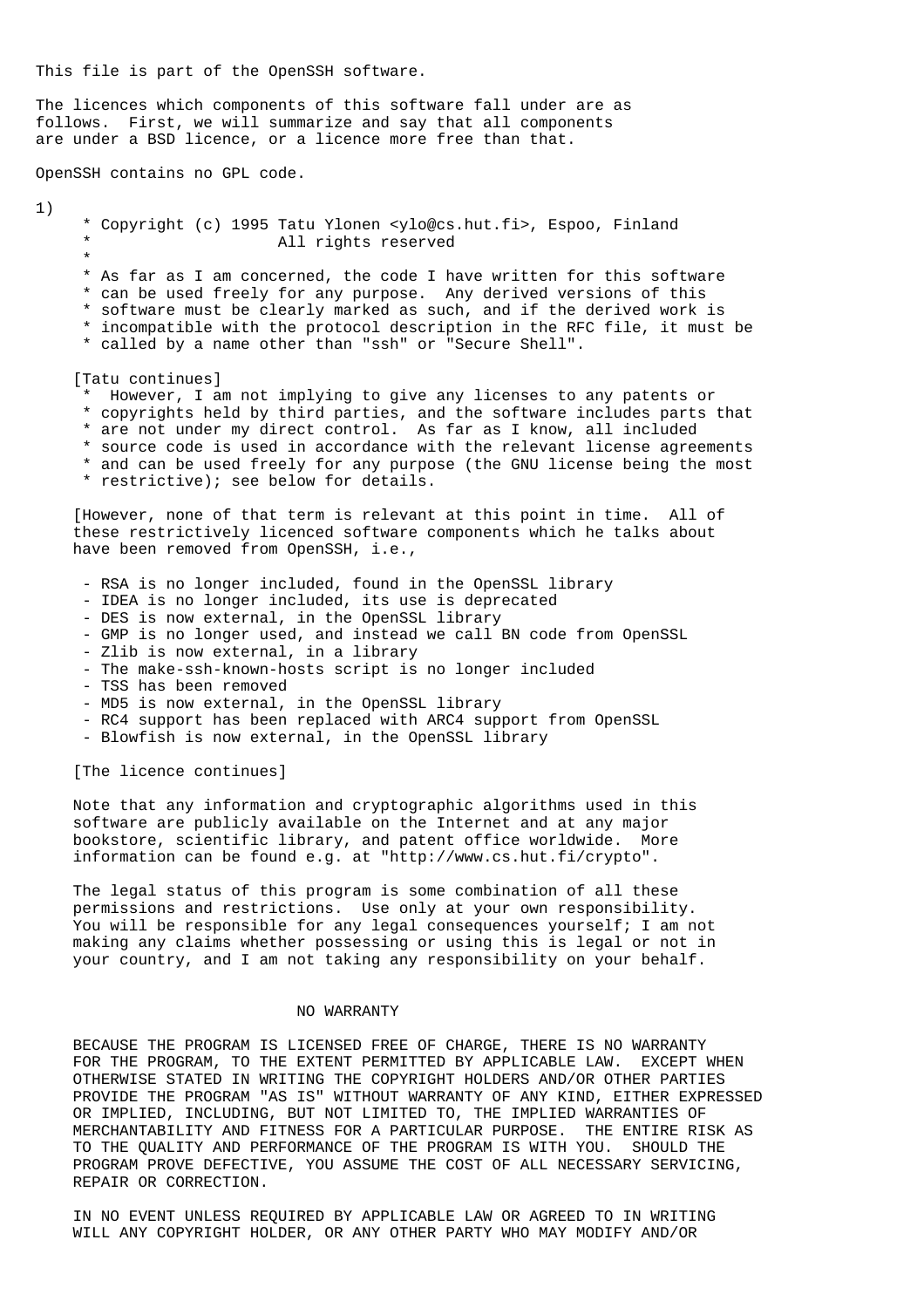This file is part of the OpenSSH software.

The licences which components of this software fall under are as follows. First, we will summarize and say that all components are under a BSD licence, or a licence more free than that.

OpenSSH contains no GPL code.

1)

```
     * Copyright (c) 1995 Tatu Ylonen <ylo@cs.hut.fi>, Espoo, Finland
     *                    All rights reserved
     *
     * As far as I am concerned, the code I have written for this software
     * can be used freely for any purpose.  Any derived versions of this
     * software must be clearly marked as such, and if the derived work is
     * incompatible with the protocol description in the RFC file, it must be
     * called by a name other than "ssh" or "Secure Shell".
```

[Tatu continues]

```
     *  However, I am not implying to give any licenses to any patents or
     * copyrights held by third parties, and the software includes parts that
     * are not under my direct control.  As far as I know, all included
     * source code is used in accordance with the relevant license agreements
     * and can be used freely for any purpose (the GNU license being the most
     * restrictive); see below for details.
```

[However, none of that term is relevant at this point in time. All of these restrictively licenced software components which he talks about have been removed from OpenSSH, i.e.,

- RSA is no longer included, found in the OpenSSL library
- IDEA is no longer included, its use is deprecated
- DES is now external, in the OpenSSL library
- GMP is no longer used, and instead we call BN code from OpenSSL
- Zlib is now external, in a library
- The make-ssh-known-hosts script is no longer included
- TSS has been removed
- MD5 is now external, in the OpenSSL library
- RC4 support has been replaced with ARC4 support from OpenSSL
- Blowfish is now external, in the OpenSSL library

[The licence continues]

Note that any information and cryptographic algorithms used in this software are publicly available on the Internet and at any major bookstore, scientific library, and patent office worldwide. More information can be found e.g. at "http://www.cs.hut.fi/crypto".

The legal status of this program is some combination of all these permissions and restrictions. Use only at your own responsibility. You will be responsible for any legal consequences yourself; I am not making any claims whether possessing or using this is legal or not in your country, and I am not taking any responsibility on your behalf.

NO WARRANTY

BECAUSE THE PROGRAM IS LICENSED FREE OF CHARGE, THERE IS NO WARRANTY FOR THE PROGRAM, TO THE EXTENT PERMITTED BY APPLICABLE LAW. EXCEPT WHEN OTHERWISE STATED IN WRITING THE COPYRIGHT HOLDERS AND/OR OTHER PARTIES PROVIDE THE PROGRAM "AS IS" WITHOUT WARRANTY OF ANY KIND, EITHER EXPRESSED OR IMPLIED, INCLUDING, BUT NOT LIMITED TO, THE IMPLIED WARRANTIES OF MERCHANTABILITY AND FITNESS FOR A PARTICULAR PURPOSE. THE ENTIRE RISK AS TO THE QUALITY AND PERFORMANCE OF THE PROGRAM IS WITH YOU. SHOULD THE PROGRAM PROVE DEFECTIVE, YOU ASSUME THE COST OF ALL NECESSARY SERVICING, REPAIR OR CORRECTION.

IN NO EVENT UNLESS REQUIRED BY APPLICABLE LAW OR AGREED TO IN WRITING WILL ANY COPYRIGHT HOLDER, OR ANY OTHER PARTY WHO MAY MODIFY AND/OR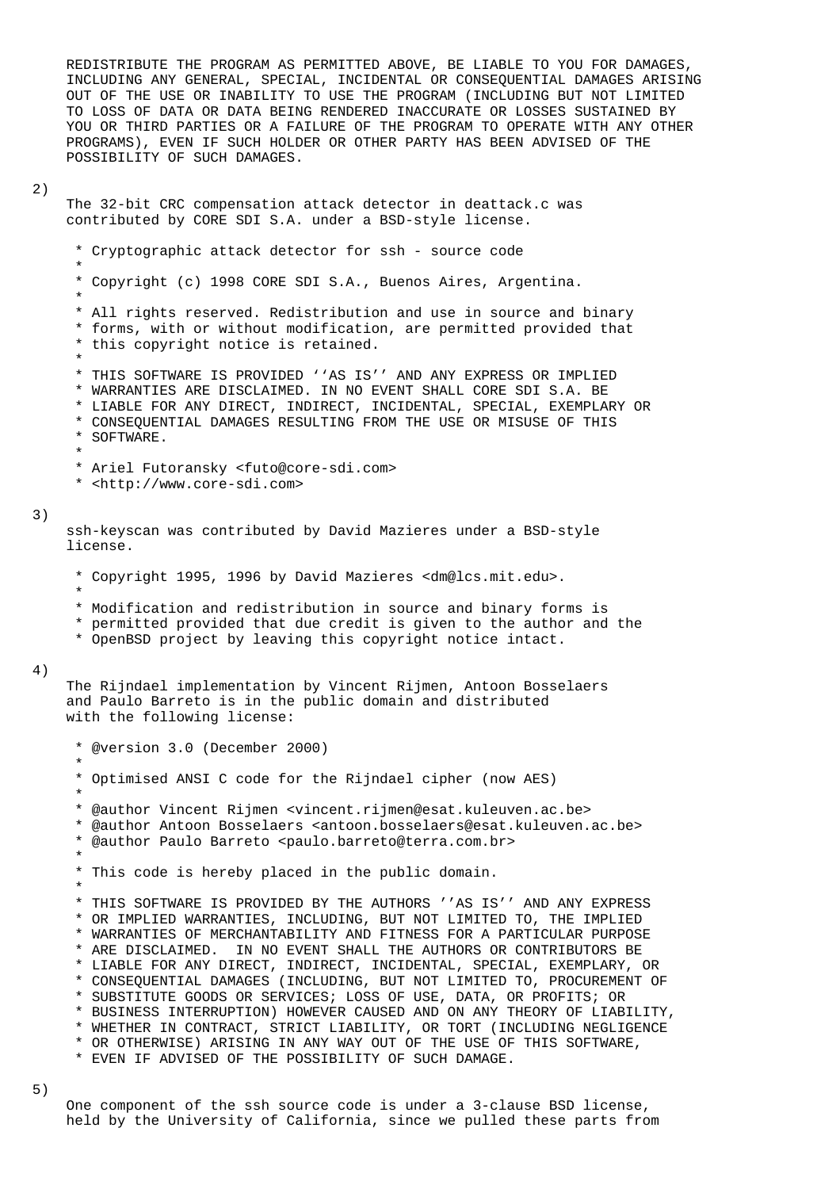REDISTRIBUTE THE PROGRAM AS PERMITTED ABOVE, BE LIABLE TO YOU FOR DAMAGES, INCLUDING ANY GENERAL, SPECIAL, INCIDENTAL OR CONSEQUENTIAL DAMAGES ARISING OUT OF THE USE OR INABILITY TO USE THE PROGRAM (INCLUDING BUT NOT LIMITED TO LOSS OF DATA OR DATA BEING RENDERED INACCURATE OR LOSSES SUSTAINED BY YOU OR THIRD PARTIES OR A FAILURE OF THE PROGRAM TO OPERATE WITH ANY OTHER PROGRAMS), EVEN IF SUCH HOLDER OR OTHER PARTY HAS BEEN ADVISED OF THE POSSIBILITY OF SUCH DAMAGES.

2)

The 32-bit CRC compensation attack detector in deattack.c was contributed by CORE SDI S.A. under a BSD-style license.

```
 * Cryptographic attack detector for ssh - source code
 *
 * Copyright (c) 1998 CORE SDI S.A., Buenos Aires, Argentina.
 *
 * All rights reserved. Redistribution and use in source and binary
 * forms, with or without modification, are permitted provided that
 * this copyright notice is retained.
 *
 * THIS SOFTWARE IS PROVIDED ''AS IS'' AND ANY EXPRESS OR IMPLIED
 * WARRANTIES ARE DISCLAIMED. IN NO EVENT SHALL CORE SDI S.A. BE
 * LIABLE FOR ANY DIRECT, INDIRECT, INCIDENTAL, SPECIAL, EXEMPLARY OR
 * CONSEQUENTIAL DAMAGES RESULTING FROM THE USE OR MISUSE OF THIS
 * SOFTWARE.
 *
 * Ariel Futoransky <futo@core-sdi.com>
 * <http://www.core-sdi.com>
```

3)

ssh-keyscan was contributed by David Mazieres under a BSD-style license.

```
 * Copyright 1995, 1996 by David Mazieres <dm@lcs.mit.edu>.
 *
 * Modification and redistribution in source and binary forms is
 * permitted provided that due credit is given to the author and the
 * OpenBSD project by leaving this copyright notice intact.
```

4)

The Rijndael implementation by Vincent Rijmen, Antoon Bosselaers and Paulo Barreto is in the public domain and distributed with the following license:

```
 * @version 3.0 (December 2000)
 *
 * Optimised ANSI C code for the Rijndael cipher (now AES)
 *
 * @author Vincent Rijmen <vincent.rijmen@esat.kuleuven.ac.be>
 * @author Antoon Bosselaers <antoon.bosselaers@esat.kuleuven.ac.be>
 * @author Paulo Barreto <paulo.barreto@terra.com.br>
 *
 * This code is hereby placed in the public domain.
 *
 * THIS SOFTWARE IS PROVIDED BY THE AUTHORS ''AS IS'' AND ANY EXPRESS
 * OR IMPLIED WARRANTIES, INCLUDING, BUT NOT LIMITED TO, THE IMPLIED
 * WARRANTIES OF MERCHANTABILITY AND FITNESS FOR A PARTICULAR PURPOSE
 * ARE DISCLAIMED.  IN NO EVENT SHALL THE AUTHORS OR CONTRIBUTORS BE
 * LIABLE FOR ANY DIRECT, INDIRECT, INCIDENTAL, SPECIAL, EXEMPLARY, OR
 * CONSEQUENTIAL DAMAGES (INCLUDING, BUT NOT LIMITED TO, PROCUREMENT OF
 * SUBSTITUTE GOODS OR SERVICES; LOSS OF USE, DATA, OR PROFITS; OR
 * BUSINESS INTERRUPTION) HOWEVER CAUSED AND ON ANY THEORY OF LIABILITY,
 * WHETHER IN CONTRACT, STRICT LIABILITY, OR TORT (INCLUDING NEGLIGENCE
 * OR OTHERWISE) ARISING IN ANY WAY OUT OF THE USE OF THIS SOFTWARE,
 * EVEN IF ADVISED OF THE POSSIBILITY OF SUCH DAMAGE.
```

5)

One component of the ssh source code is under a 3-clause BSD license, held by the University of California, since we pulled these parts from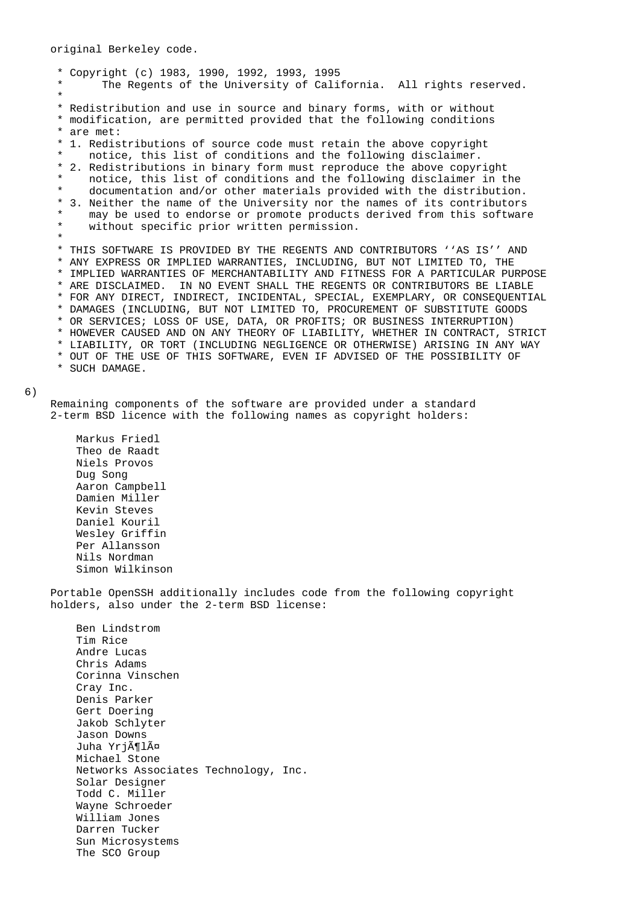original Berkeley code.

```
 * Copyright (c) 1983, 1990, 1992, 1993, 1995
 *      The Regents of the University of California.  All rights reserved.
 *
 * Redistribution and use in source and binary forms, with or without
 * modification, are permitted provided that the following conditions
 * are met:
 * 1. Redistributions of source code must retain the above copyright
 *    notice, this list of conditions and the following disclaimer.
 * 2. Redistributions in binary form must reproduce the above copyright
 *    notice, this list of conditions and the following disclaimer in the
 *    documentation and/or other materials provided with the distribution.
 * 3. Neither the name of the University nor the names of its contributors
 *    may be used to endorse or promote products derived from this software
 *    without specific prior written permission.
 *
 * THIS SOFTWARE IS PROVIDED BY THE REGENTS AND CONTRIBUTORS ‘‘AS IS’’ AND
 * ANY EXPRESS OR IMPLIED WARRANTIES, INCLUDING, BUT NOT LIMITED TO, THE
 * IMPLIED WARRANTIES OF MERCHANTABILITY AND FITNESS FOR A PARTICULAR PURPOSE
 * ARE DISCLAIMED.  IN NO EVENT SHALL THE REGENTS OR CONTRIBUTORS BE LIABLE
 * FOR ANY DIRECT, INDIRECT, INCIDENTAL, SPECIAL, EXEMPLARY, OR CONSEQUENTIAL
 * DAMAGES (INCLUDING, BUT NOT LIMITED TO, PROCUREMENT OF SUBSTITUTE GOODS
 * OR SERVICES; LOSS OF USE, DATA, OR PROFITS; OR BUSINESS INTERRUPTION)
 * HOWEVER CAUSED AND ON ANY THEORY OF LIABILITY, WHETHER IN CONTRACT, STRICT
 * LIABILITY, OR TORT (INCLUDING NEGLIGENCE OR OTHERWISE) ARISING IN ANY WAY
 * OUT OF THE USE OF THIS SOFTWARE, EVEN IF ADVISED OF THE POSSIBILITY OF
 * SUCH DAMAGE.
```

6)

Remaining components of the software are provided under a standard 2-term BSD licence with the following names as copyright holders:

    Markus Friedl
    Theo de Raadt
    Niels Provos
    Dug Song
    Aaron Campbell
    Damien Miller
    Kevin Steves
    Daniel Kouril
    Wesley Griffin
    Per Allansson
    Nils Nordman
    Simon Wilkinson

Portable OpenSSH additionally includes code from the following copyright holders, also under the 2-term BSD license:

    Ben Lindstrom
    Tim Rice
    Andre Lucas
    Chris Adams
    Corinna Vinschen
    Cray Inc.
    Denis Parker
    Gert Doering
    Jakob Schlyter
    Jason Downs
    Juha YrjÃ¶lÃ¤
    Michael Stone
    Networks Associates Technology, Inc.
    Solar Designer
    Todd C. Miller
    Wayne Schroeder
    William Jones
    Darren Tucker
    Sun Microsystems
    The SCO Group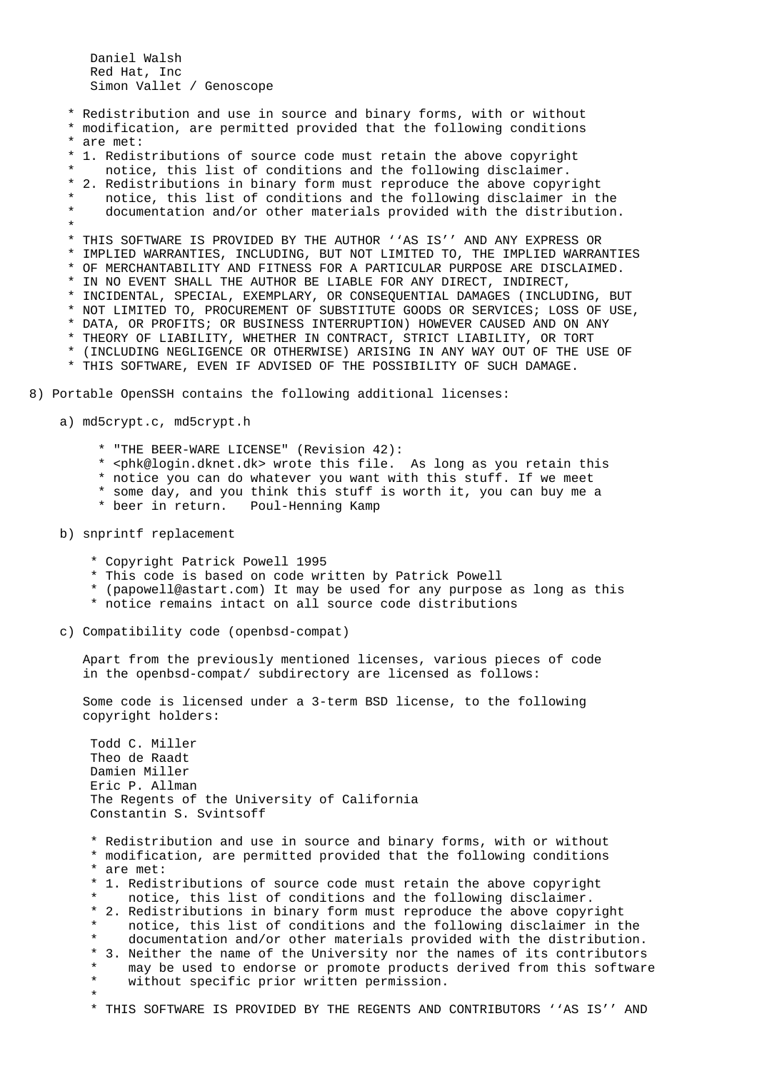```
	 Daniel Walsh
	 Red Hat, Inc
	 Simon Vallet / Genoscope

     * Redistribution and use in source and binary forms, with or without
     * modification, are permitted provided that the following conditions
     * are met:
     * 1. Redistributions of source code must retain the above copyright
     *    notice, this list of conditions and the following disclaimer.
     * 2. Redistributions in binary form must reproduce the above copyright
     *    notice, this list of conditions and the following disclaimer in the
     *    documentation and/or other materials provided with the distribution.
     *
     * THIS SOFTWARE IS PROVIDED BY THE AUTHOR ``AS IS'' AND ANY EXPRESS OR
     * IMPLIED WARRANTIES, INCLUDING, BUT NOT LIMITED TO, THE IMPLIED WARRANTIES
     * OF MERCHANTABILITY AND FITNESS FOR A PARTICULAR PURPOSE ARE DISCLAIMED.
     * IN NO EVENT SHALL THE AUTHOR BE LIABLE FOR ANY DIRECT, INDIRECT,
     * INCIDENTAL, SPECIAL, EXEMPLARY, OR CONSEQUENTIAL DAMAGES (INCLUDING, BUT
     * NOT LIMITED TO, PROCUREMENT OF SUBSTITUTE GOODS OR SERVICES; LOSS OF USE,
     * DATA, OR PROFITS; OR BUSINESS INTERRUPTION) HOWEVER CAUSED AND ON ANY
     * THEORY OF LIABILITY, WHETHER IN CONTRACT, STRICT LIABILITY, OR TORT
     * (INCLUDING NEGLIGENCE OR OTHERWISE) ARISING IN ANY WAY OUT OF THE USE OF
     * THIS SOFTWARE, EVEN IF ADVISED OF THE POSSIBILITY OF SUCH DAMAGE.

8) Portable OpenSSH contains the following additional licenses:

    a) md5crypt.c, md5crypt.h

	 * "THE BEER-WARE LICENSE" (Revision 42):
	 * <phk@login.dknet.dk> wrote this file.  As long as you retain this
	 * notice you can do whatever you want with this stuff. If we meet
	 * some day, and you think this stuff is worth it, you can buy me a
	 * beer in return.   Poul-Henning Kamp

    b) snprintf replacement

	* Copyright Patrick Powell 1995
	* This code is based on code written by Patrick Powell
	* (papowell@astart.com) It may be used for any purpose as long as this
	* notice remains intact on all source code distributions

    c) Compatibility code (openbsd-compat)

       Apart from the previously mentioned licenses, various pieces of code
       in the openbsd-compat/ subdirectory are licensed as follows:

       Some code is licensed under a 3-term BSD license, to the following
       copyright holders:

	Todd C. Miller
	Theo de Raadt
	Damien Miller
	Eric P. Allman
	The Regents of the University of California
	Constantin S. Svintsoff

	* Redistribution and use in source and binary forms, with or without
	* modification, are permitted provided that the following conditions
	* are met:
	* 1. Redistributions of source code must retain the above copyright
	*    notice, this list of conditions and the following disclaimer.
	* 2. Redistributions in binary form must reproduce the above copyright
	*    notice, this list of conditions and the following disclaimer in the
	*    documentation and/or other materials provided with the distribution.
	* 3. Neither the name of the University nor the names of its contributors
	*    may be used to endorse or promote products derived from this software
	*    without specific prior written permission.
	*
	* THIS SOFTWARE IS PROVIDED BY THE REGENTS AND CONTRIBUTORS ``AS IS'' AND
```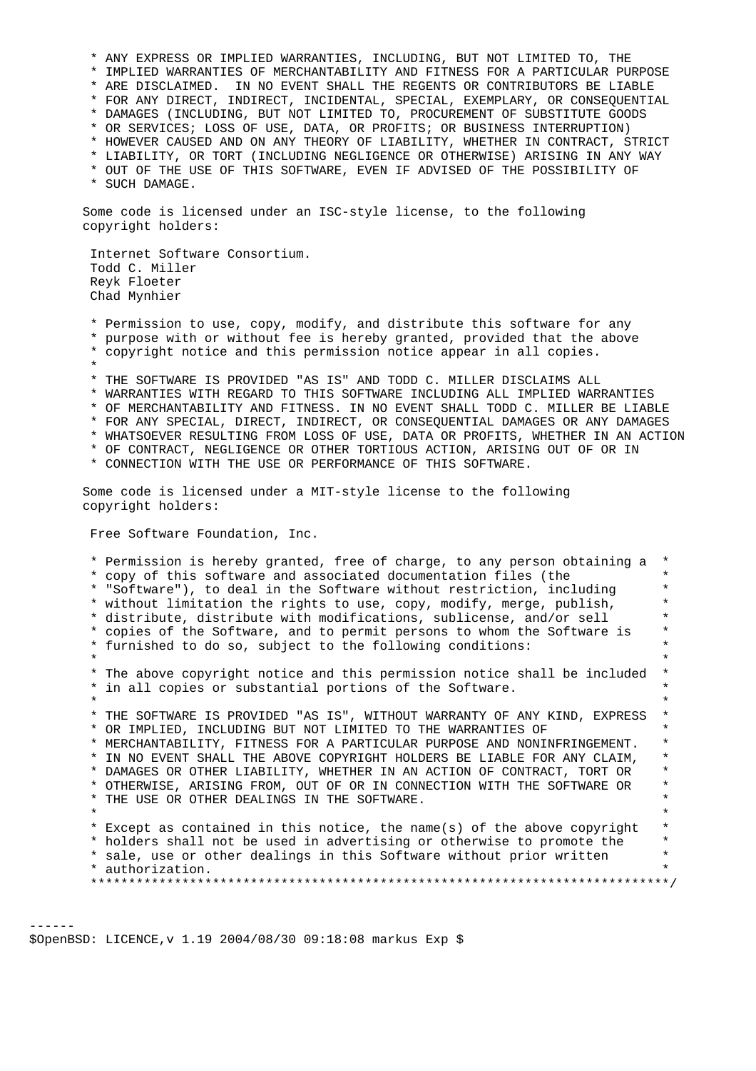```
 * ANY EXPRESS OR IMPLIED WARRANTIES, INCLUDING, BUT NOT LIMITED TO, THE
 * IMPLIED WARRANTIES OF MERCHANTABILITY AND FITNESS FOR A PARTICULAR PURPOSE
 * ARE DISCLAIMED.  IN NO EVENT SHALL THE REGENTS OR CONTRIBUTORS BE LIABLE
 * FOR ANY DIRECT, INDIRECT, INCIDENTAL, SPECIAL, EXEMPLARY, OR CONSEQUENTIAL
 * DAMAGES (INCLUDING, BUT NOT LIMITED TO, PROCUREMENT OF SUBSTITUTE GOODS
 * OR SERVICES; LOSS OF USE, DATA, OR PROFITS; OR BUSINESS INTERRUPTION)
 * HOWEVER CAUSED AND ON ANY THEORY OF LIABILITY, WHETHER IN CONTRACT, STRICT
 * LIABILITY, OR TORT (INCLUDING NEGLIGENCE OR OTHERWISE) ARISING IN ANY WAY
 * OUT OF THE USE OF THIS SOFTWARE, EVEN IF ADVISED OF THE POSSIBILITY OF
 * SUCH DAMAGE.

Some code is licensed under an ISC-style license, to the following
copyright holders:

 Internet Software Consortium.
 Todd C. Miller
 Reyk Floeter
 Chad Mynhier

 * Permission to use, copy, modify, and distribute this software for any
 * purpose with or without fee is hereby granted, provided that the above
 * copyright notice and this permission notice appear in all copies.
 *
 * THE SOFTWARE IS PROVIDED "AS IS" AND TODD C. MILLER DISCLAIMS ALL
 * WARRANTIES WITH REGARD TO THIS SOFTWARE INCLUDING ALL IMPLIED WARRANTIES
 * OF MERCHANTABILITY AND FITNESS. IN NO EVENT SHALL TODD C. MILLER BE LIABLE
 * FOR ANY SPECIAL, DIRECT, INDIRECT, OR CONSEQUENTIAL DAMAGES OR ANY DAMAGES
 * WHATSOEVER RESULTING FROM LOSS OF USE, DATA OR PROFITS, WHETHER IN AN ACTION
 * OF CONTRACT, NEGLIGENCE OR OTHER TORTIOUS ACTION, ARISING OUT OF OR IN
 * CONNECTION WITH THE USE OR PERFORMANCE OF THIS SOFTWARE.

Some code is licensed under a MIT-style license to the following
copyright holders:

 Free Software Foundation, Inc.

 * Permission is hereby granted, free of charge, to any person obtaining a  *
 * copy of this software and associated documentation files (the           *
 * "Software"), to deal in the Software without restriction, including     *
 * without limitation the rights to use, copy, modify, merge, publish,      *
 * distribute, distribute with modifications, sublicense, and/or sell       *
 * copies of the Software, and to permit persons to whom the Software is    *
 * furnished to do so, subject to the following conditions:                 *
 *                                                                          *
 * The above copyright notice and this permission notice shall be included  *
 * in all copies or substantial portions of the Software.                   *
 *                                                                          *
 * THE SOFTWARE IS PROVIDED "AS IS", WITHOUT WARRANTY OF ANY KIND, EXPRESS  *
 * OR IMPLIED, INCLUDING BUT NOT LIMITED TO THE WARRANTIES OF               *
 * MERCHANTABILITY, FITNESS FOR A PARTICULAR PURPOSE AND NONINFRINGEMENT.   *
 * IN NO EVENT SHALL THE ABOVE COPYRIGHT HOLDERS BE LIABLE FOR ANY CLAIM,   *
 * DAMAGES OR OTHER LIABILITY, WHETHER IN AN ACTION OF CONTRACT, TORT OR    *
 * OTHERWISE, ARISING FROM, OUT OF OR IN CONNECTION WITH THE SOFTWARE OR    *
 * THE USE OR OTHER DEALINGS IN THE SOFTWARE.                               *
 *                                                                          *
 * Except as contained in this notice, the name(s) of the above copyright   *
 * holders shall not be used in advertising or otherwise to promote the     *
 * sale, use or other dealings in this Software without prior written       *
 * authorization.                                                           *
 ****************************************************************************/
```

------
$OpenBSD: LICENCE,v 1.19 2004/08/30 09:18:08 markus Exp $